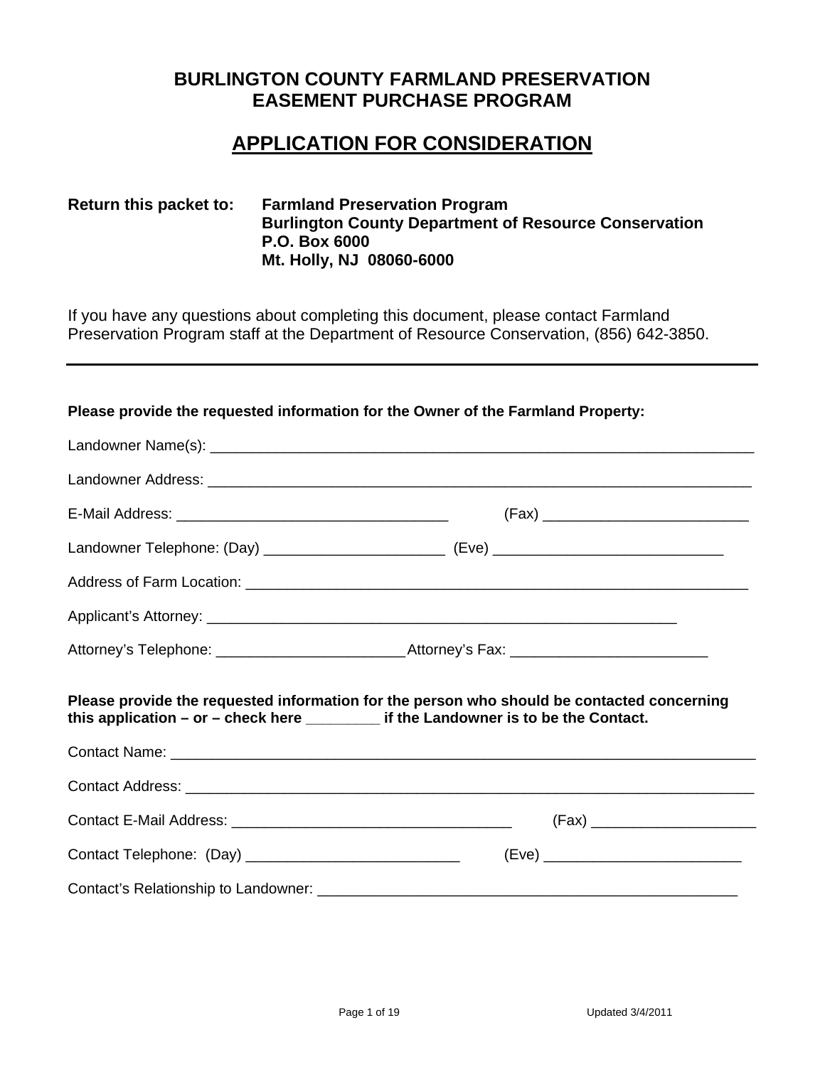# BURLINGTON COUNTY FARMLAND PRESERVATION EASEMENT PURCHASE PROGRAM

## APPLICATION FOR CONSIDERATION

**Return this packet to:** **Farmland Preservation Program**
**Burlington County Department of Resource Conservation**
**P.O. Box 6000**
**Mt. Holly, NJ 08060-6000**

If you have any questions about completing this document, please contact Farmland Preservation Program staff at the Department of Resource Conservation, (856) 642-3850.

---

**Please provide the requested information for the Owner of the Farmland Property:**

Landowner Name(s): ____________________________________________________________________

Landowner Address: ____________________________________________________________________

E-Mail Address: _________________________________ (Fax) _________________________

Landowner Telephone: (Day) _____________________ (Eve) ___________________________

Address of Farm Location: _______________________________________________________________

Applicant's Attorney: _________________________________________________________

Attorney's Telephone: _______________________ Attorney's Fax: _______________________

**Please provide the requested information for the person who should be contacted concerning this application – or – check here ________ if the Landowner is to be the Contact.**

Contact Name: _________________________________________________________________________

Contact Address: _______________________________________________________________________

Contact E-Mail Address: __________________________________ (Fax) ___________________

Contact Telephone: (Day) __________________________ (Eve) ________________________

Contact's Relationship to Landowner: ___________________________________________________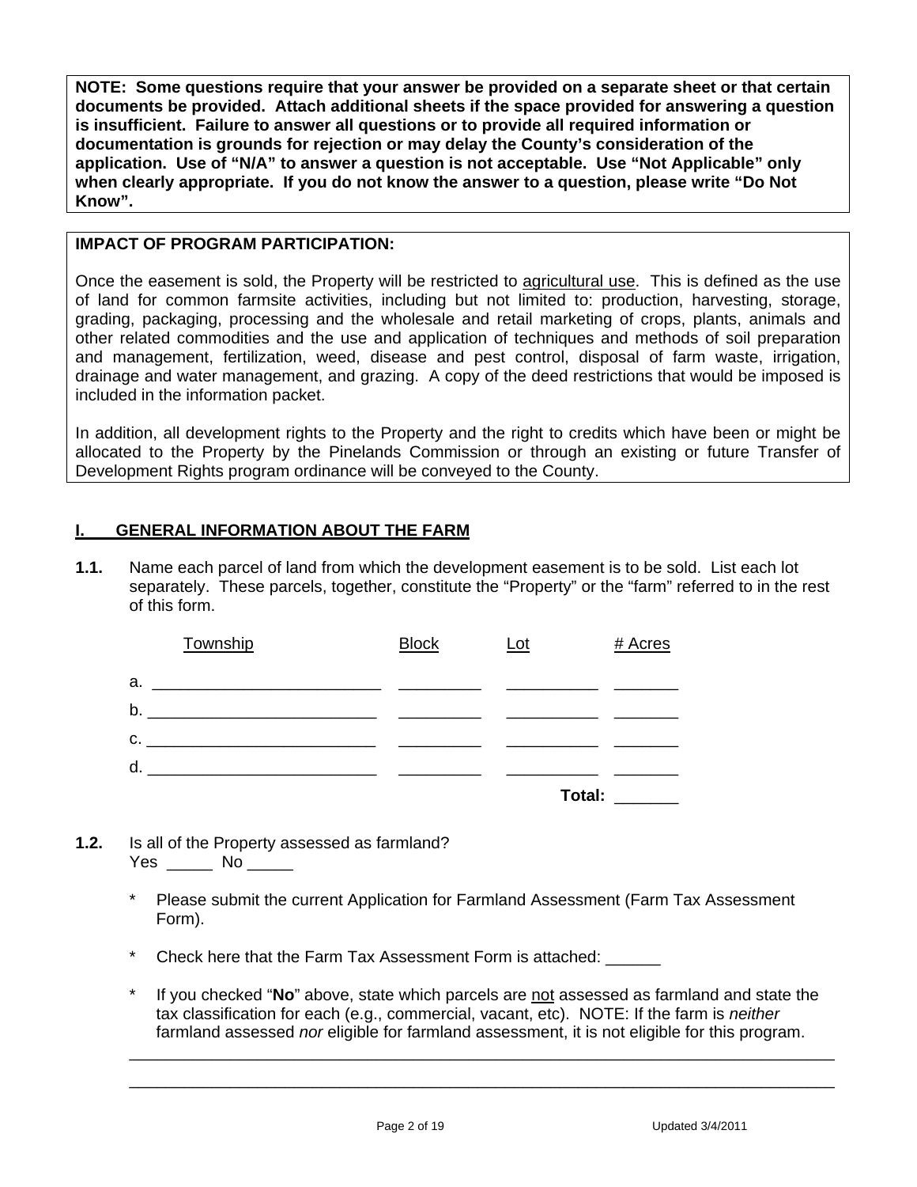**NOTE: Some questions require that your answer be provided on a separate sheet or that certain documents be provided. Attach additional sheets if the space provided for answering a question is insufficient. Failure to answer all questions or to provide all required information or documentation is grounds for rejection or may delay the County's consideration of the application. Use of "N/A" to answer a question is not acceptable. Use "Not Applicable" only when clearly appropriate. If you do not know the answer to a question, please write "Do Not Know".**

**IMPACT OF PROGRAM PARTICIPATION:**

Once the easement is sold, the Property will be restricted to agricultural use. This is defined as the use of land for common farmsite activities, including but not limited to: production, harvesting, storage, grading, packaging, processing and the wholesale and retail marketing of crops, plants, animals and other related commodities and the use and application of techniques and methods of soil preparation and management, fertilization, weed, disease and pest control, disposal of farm waste, irrigation, drainage and water management, and grazing. A copy of the deed restrictions that would be imposed is included in the information packet.

In addition, all development rights to the Property and the right to credits which have been or might be allocated to the Property by the Pinelands Commission or through an existing or future Transfer of Development Rights program ordinance will be conveyed to the County.

## I. GENERAL INFORMATION ABOUT THE FARM

**1.1.** Name each parcel of land from which the development easement is to be sold. List each lot separately. These parcels, together, constitute the "Property" or the "farm" referred to in the rest of this form.

| | Township | Block | Lot | # Acres |
|---|---|---|---|---|
| a. | ________________________ | _________ | __________ | _______ |
| b. | ________________________ | _________ | __________ | _______ |
| c. | ________________________ | _________ | __________ | _______ |
| d. | ________________________ | _________ | __________ | _______ |
| | | | **Total:** | _______ |

**1.2.** Is all of the Property assessed as farmland?
Yes _____ No _____

* Please submit the current Application for Farmland Assessment (Farm Tax Assessment Form).

* Check here that the Farm Tax Assessment Form is attached: ______

* If you checked "**No**" above, state which parcels are not assessed as farmland and state the tax classification for each (e.g., commercial, vacant, etc). NOTE: If the farm is *neither* farmland assessed *nor* eligible for farmland assessment, it is not eligible for this program.

_______________________________________________________________________________

_______________________________________________________________________________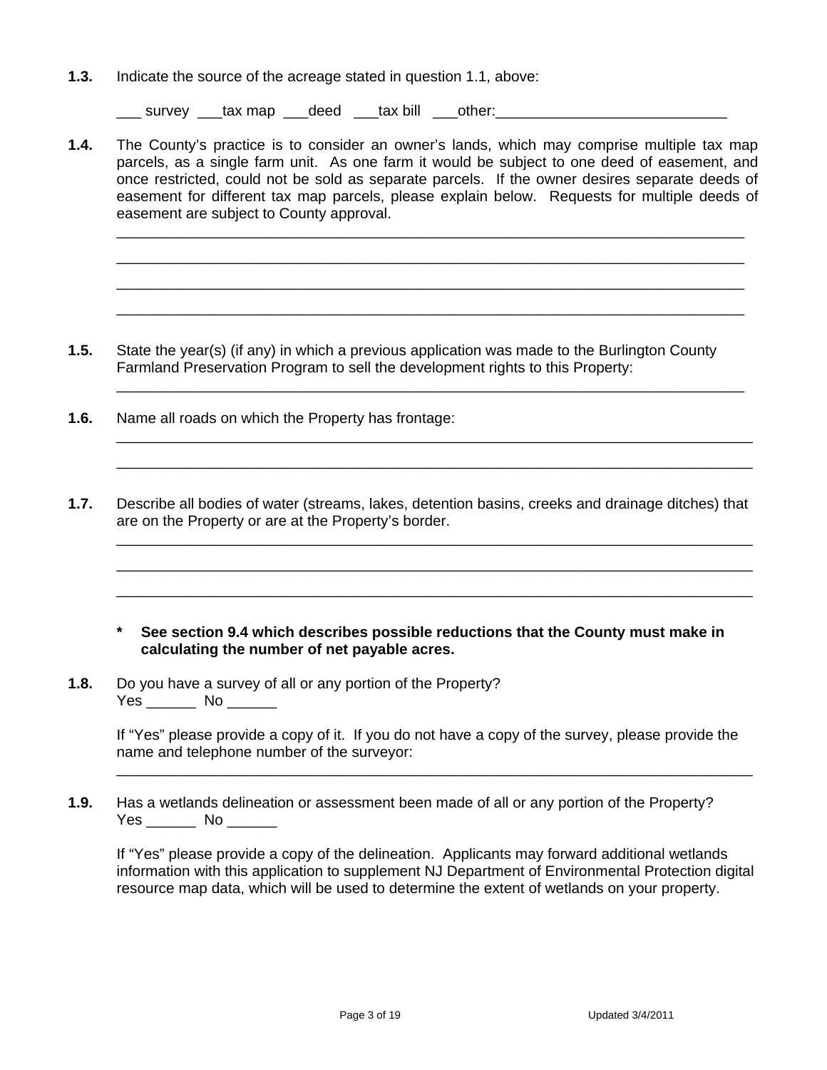**1.3.** Indicate the source of the acreage stated in question 1.1, above:

___ survey ___tax map ___deed ___tax bill ___other:____________________________

**1.4.** The County's practice is to consider an owner's lands, which may comprise multiple tax map parcels, as a single farm unit. As one farm it would be subject to one deed of easement, and once restricted, could not be sold as separate parcels. If the owner desires separate deeds of easement for different tax map parcels, please explain below. Requests for multiple deeds of easement are subject to County approval.

_______________________________________________________________________________

_______________________________________________________________________________

_______________________________________________________________________________

_______________________________________________________________________________

**1.5.** State the year(s) (if any) in which a previous application was made to the Burlington County Farmland Preservation Program to sell the development rights to this Property:

_______________________________________________________________________________

**1.6.** Name all roads on which the Property has frontage:

_______________________________________________________________________________

_______________________________________________________________________________

**1.7.** Describe all bodies of water (streams, lakes, detention basins, creeks and drainage ditches) that are on the Property or are at the Property's border.

_______________________________________________________________________________

_______________________________________________________________________________

_______________________________________________________________________________

**\* See section 9.4 which describes possible reductions that the County must make in calculating the number of net payable acres.**

**1.8.** Do you have a survey of all or any portion of the Property?
Yes ______ No ______

If "Yes" please provide a copy of it. If you do not have a copy of the survey, please provide the name and telephone number of the surveyor:

_______________________________________________________________________________

**1.9.** Has a wetlands delineation or assessment been made of all or any portion of the Property?
Yes ______ No ______

If "Yes" please provide a copy of the delineation. Applicants may forward additional wetlands information with this application to supplement NJ Department of Environmental Protection digital resource map data, which will be used to determine the extent of wetlands on your property.

Updated 3/4/2011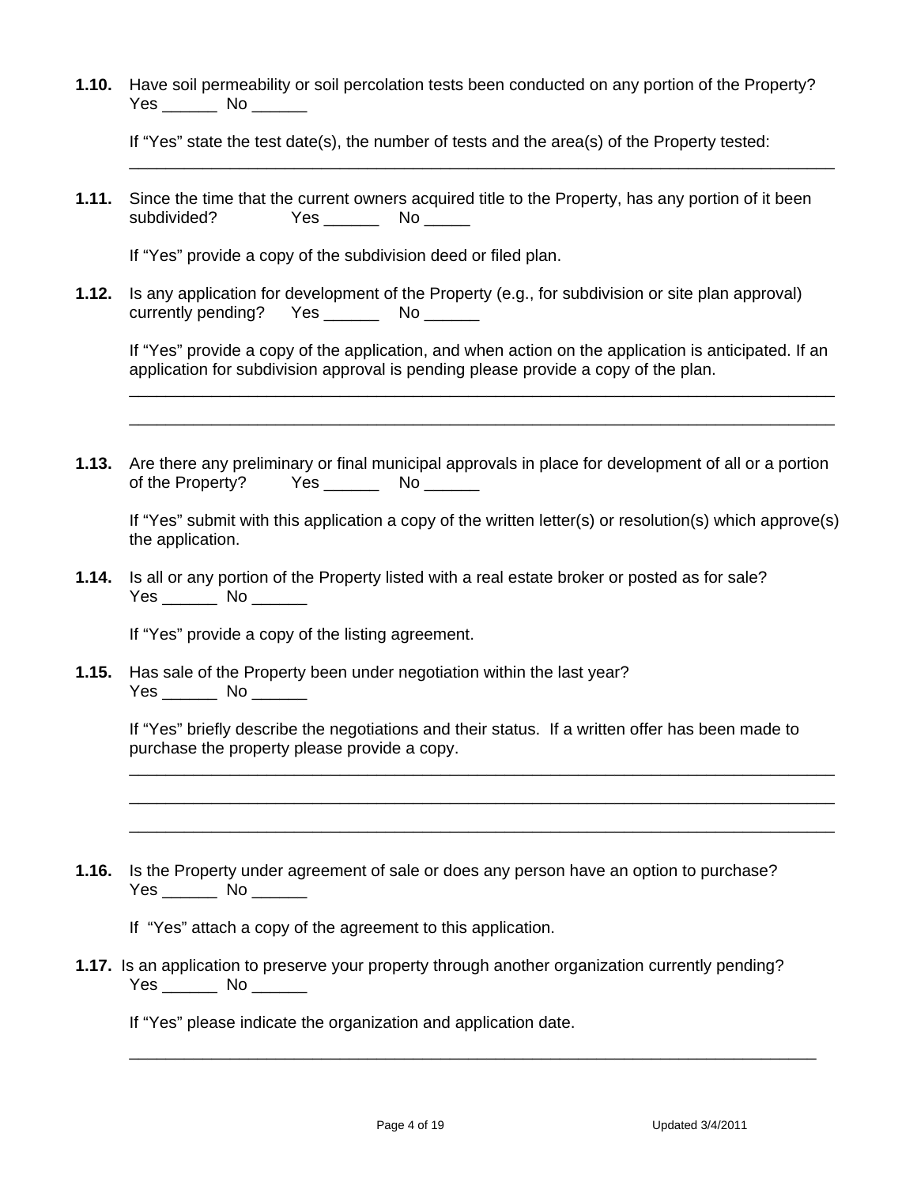**1.10.** Have soil permeability or soil percolation tests been conducted on any portion of the Property?
Yes ______ No ______

If "Yes" state the test date(s), the number of tests and the area(s) of the Property tested:
________________________________________________________________________________

**1.11.** Since the time that the current owners acquired title to the Property, has any portion of it been subdivided? Yes ______ No _____

If "Yes" provide a copy of the subdivision deed or filed plan.

**1.12.** Is any application for development of the Property (e.g., for subdivision or site plan approval) currently pending? Yes ______ No ______

If "Yes" provide a copy of the application, and when action on the application is anticipated. If an application for subdivision approval is pending please provide a copy of the plan.
________________________________________________________________________________
________________________________________________________________________________

**1.13.** Are there any preliminary or final municipal approvals in place for development of all or a portion of the Property? Yes ______ No ______

If "Yes" submit with this application a copy of the written letter(s) or resolution(s) which approve(s) the application.

**1.14.** Is all or any portion of the Property listed with a real estate broker or posted as for sale?
Yes ______ No ______

If "Yes" provide a copy of the listing agreement.

**1.15.** Has sale of the Property been under negotiation within the last year?
Yes ______ No ______

If "Yes" briefly describe the negotiations and their status. If a written offer has been made to purchase the property please provide a copy.
________________________________________________________________________________
________________________________________________________________________________
________________________________________________________________________________

**1.16.** Is the Property under agreement of sale or does any person have an option to purchase?
Yes ______ No ______

If "Yes" attach a copy of the agreement to this application.

**1.17.** Is an application to preserve your property through another organization currently pending?
Yes ______ No ______

If "Yes" please indicate the organization and application date.
________________________________________________________________________________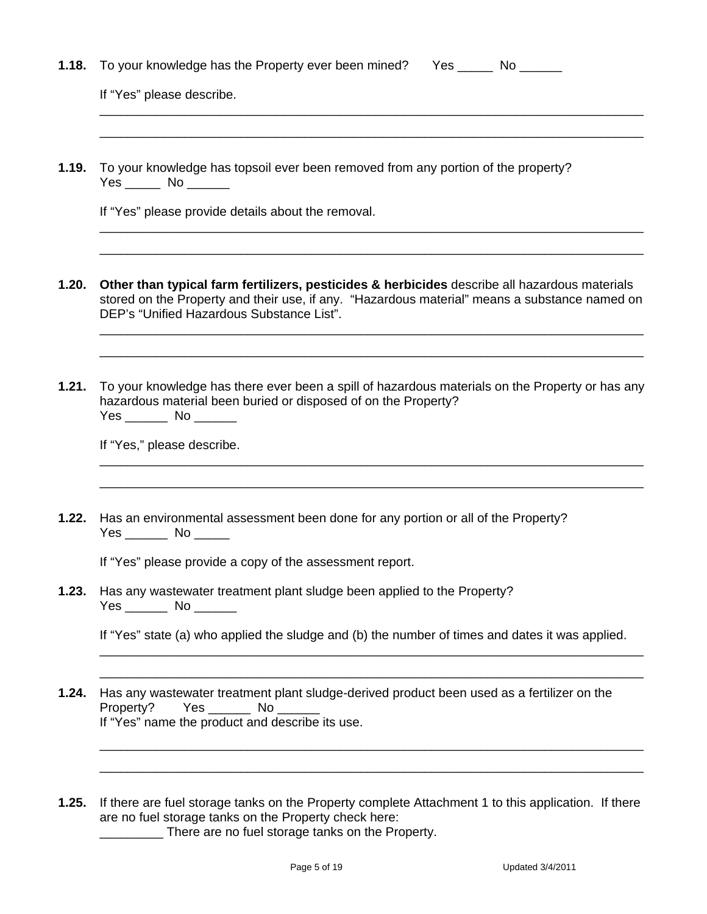**1.18.** To your knowledge has the Property ever been mined? Yes _____ No ______

If "Yes" please describe.

________________________________________________________________________________

________________________________________________________________________________

**1.19.** To your knowledge has topsoil ever been removed from any portion of the property?
Yes _____ No ______

If "Yes" please provide details about the removal.

________________________________________________________________________________

________________________________________________________________________________

**1.20.** **Other than typical farm fertilizers, pesticides & herbicides** describe all hazardous materials stored on the Property and their use, if any. "Hazardous material" means a substance named on DEP's "Unified Hazardous Substance List".

________________________________________________________________________________

________________________________________________________________________________

**1.21.** To your knowledge has there ever been a spill of hazardous materials on the Property or has any hazardous material been buried or disposed of on the Property?
Yes ______ No ______

If "Yes," please describe.

________________________________________________________________________________

________________________________________________________________________________

**1.22.** Has an environmental assessment been done for any portion or all of the Property?
Yes ______ No _____

If "Yes" please provide a copy of the assessment report.

**1.23.** Has any wastewater treatment plant sludge been applied to the Property?
Yes ______ No ______

If "Yes" state (a) who applied the sludge and (b) the number of times and dates it was applied.

________________________________________________________________________________

________________________________________________________________________________

**1.24.** Has any wastewater treatment plant sludge-derived product been used as a fertilizer on the Property? Yes ______ No ______
If "Yes" name the product and describe its use.

________________________________________________________________________________

________________________________________________________________________________

**1.25.** If there are fuel storage tanks on the Property complete Attachment 1 to this application. If there are no fuel storage tanks on the Property check here:
_________ There are no fuel storage tanks on the Property.

Updated 3/4/2011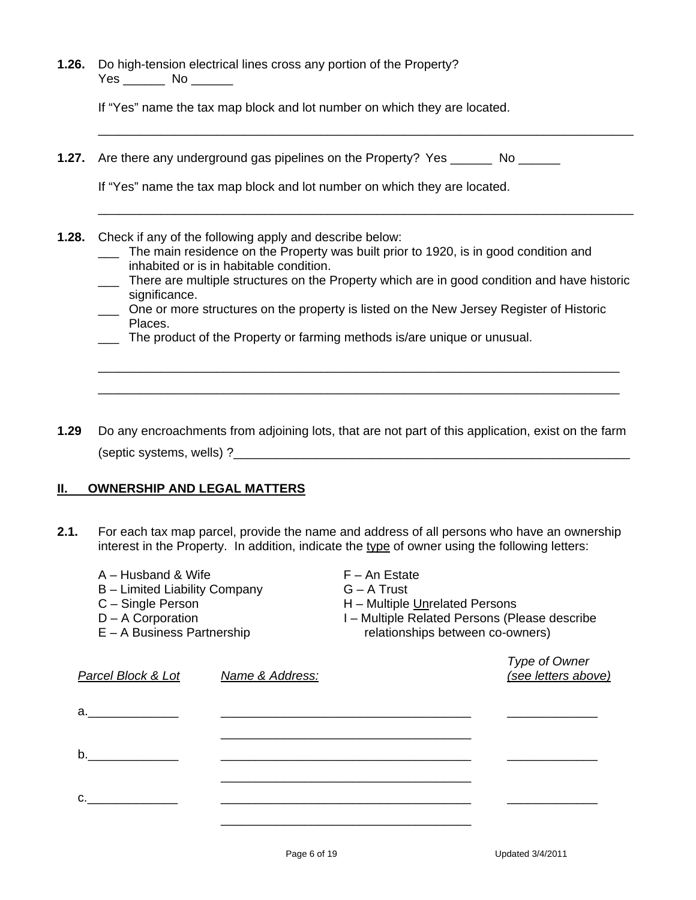**1.26.** Do high-tension electrical lines cross any portion of the Property?
Yes ______ No ______

If "Yes" name the tax map block and lot number on which they are located.

_______________________________________________________________________________

**1.27.** Are there any underground gas pipelines on the Property? Yes ______ No ______

If "Yes" name the tax map block and lot number on which they are located.

_______________________________________________________________________________

**1.28.** Check if any of the following apply and describe below:

___ The main residence on the Property was built prior to 1920, is in good condition and inhabited or is in habitable condition.
___ There are multiple structures on the Property which are in good condition and have historic significance.
___ One or more structures on the property is listed on the New Jersey Register of Historic Places.
___ The product of the Property or farming methods is/are unique or unusual.

_______________________________________________________________________________

_______________________________________________________________________________

**1.29** Do any encroachments from adjoining lots, that are not part of this application, exist on the farm (septic systems, wells) ?___________________________________________________________

## II. OWNERSHIP AND LEGAL MATTERS

**2.1.** For each tax map parcel, provide the name and address of all persons who have an ownership interest in the Property. In addition, indicate the type of owner using the following letters:

A – Husband & Wife
B – Limited Liability Company
C – Single Person
D – A Corporation
E – A Business Partnership
F – An Estate
G – A Trust
H – Multiple Unrelated Persons
I – Multiple Related Persons (Please describe relationships between co-owners)

| *Parcel Block & Lot* | *Name & Address:* | *Type of Owner (see letters above)* |
|---|---|---|
| a.____________ | ____________________________________ ____________________________________ | ____________ |
| b.____________ | ____________________________________ ____________________________________ | ____________ |
| c.____________ | ____________________________________ ____________________________________ | ____________ |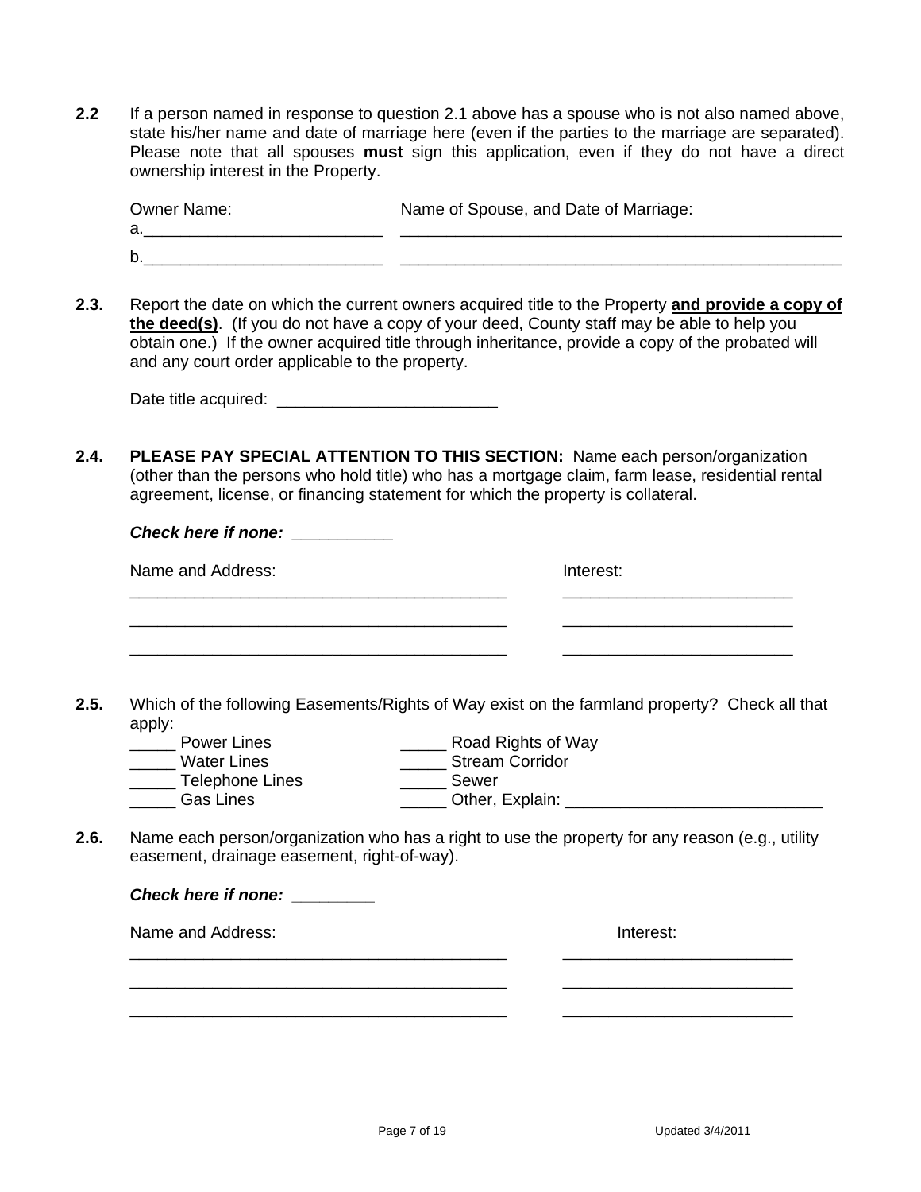**2.2** If a person named in response to question 2.1 above has a spouse who is not also named above, state his/her name and date of marriage here (even if the parties to the marriage are separated). Please note that all spouses **must** sign this application, even if they do not have a direct ownership interest in the Property.

| Owner Name: | Name of Spouse, and Date of Marriage: |
|---|---|
| a.__________________________ | __________________________________________________ |
| b.__________________________ | __________________________________________________ |

**2.3.** Report the date on which the current owners acquired title to the Property **and provide a copy of the deed(s)**. (If you do not have a copy of your deed, County staff may be able to help you obtain one.) If the owner acquired title through inheritance, provide a copy of the probated will and any court order applicable to the property.

Date title acquired: ________________________

**2.4.** **PLEASE PAY SPECIAL ATTENTION TO THIS SECTION:** Name each person/organization (other than the persons who hold title) who has a mortgage claim, farm lease, residential rental agreement, license, or financing statement for which the property is collateral.

***Check here if none: __________***

| Name and Address: | Interest: |
|---|---|
| __________________________________________ | __________________________ |
| __________________________________________ | __________________________ |
| __________________________________________ | __________________________ |

**2.5.** Which of the following Easements/Rights of Way exist on the farmland property? Check all that apply:

_____ Power Lines  
_____ Water Lines  
_____ Telephone Lines  
_____ Gas Lines  
_____ Road Rights of Way  
_____ Stream Corridor  
_____ Sewer  
_____ Other, Explain: ____________________________

**2.6.** Name each person/organization who has a right to use the property for any reason (e.g., utility easement, drainage easement, right-of-way).

***Check here if none: ________***

| Name and Address: | Interest: |
|---|---|
| __________________________________________ | __________________________ |
| __________________________________________ | __________________________ |
| __________________________________________ | __________________________ |

Updated 3/4/2011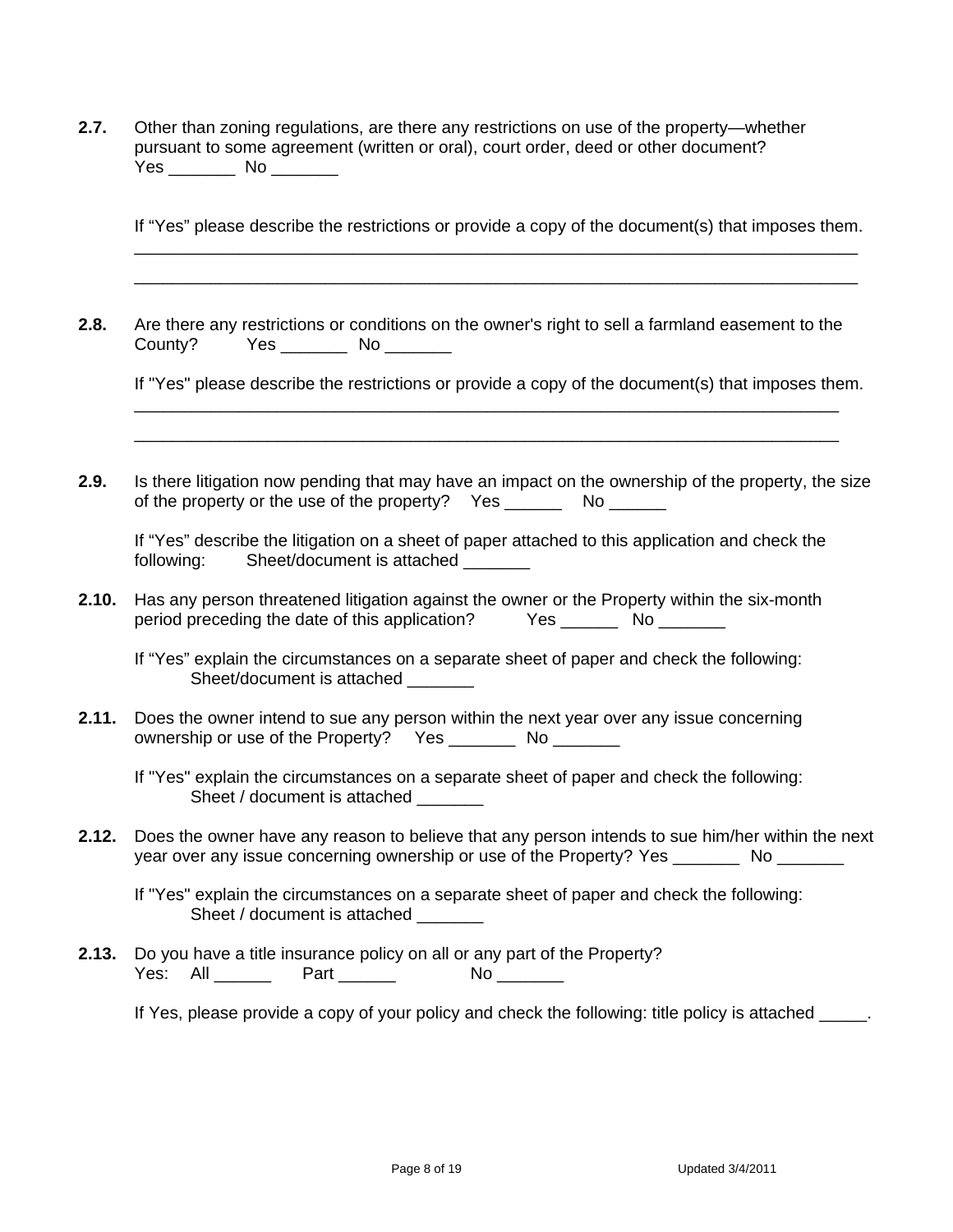**2.7.** Other than zoning regulations, are there any restrictions on use of the property—whether pursuant to some agreement (written or oral), court order, deed or other document?
Yes _______ No _______

If "Yes" please describe the restrictions or provide a copy of the document(s) that imposes them.
_____________________________________________________________________________
_____________________________________________________________________________

**2.8.** Are there any restrictions or conditions on the owner's right to sell a farmland easement to the County? Yes _______ No _______

If "Yes" please describe the restrictions or provide a copy of the document(s) that imposes them.
_____________________________________________________________________________
_____________________________________________________________________________

**2.9.** Is there litigation now pending that may have an impact on the ownership of the property, the size of the property or the use of the property? Yes ______ No ______

If "Yes" describe the litigation on a sheet of paper attached to this application and check the following: Sheet/document is attached _______

**2.10.** Has any person threatened litigation against the owner or the Property within the six-month period preceding the date of this application? Yes ______ No _______

If "Yes" explain the circumstances on a separate sheet of paper and check the following:
Sheet/document is attached _______

**2.11.** Does the owner intend to sue any person within the next year over any issue concerning ownership or use of the Property? Yes _______ No _______

If "Yes" explain the circumstances on a separate sheet of paper and check the following:
Sheet / document is attached _______

**2.12.** Does the owner have any reason to believe that any person intends to sue him/her within the next year over any issue concerning ownership or use of the Property? Yes _______ No _______

If "Yes" explain the circumstances on a separate sheet of paper and check the following:
Sheet / document is attached _______

**2.13.** Do you have a title insurance policy on all or any part of the Property?
Yes: All ______ Part ______ No _______

If Yes, please provide a copy of your policy and check the following: title policy is attached _____.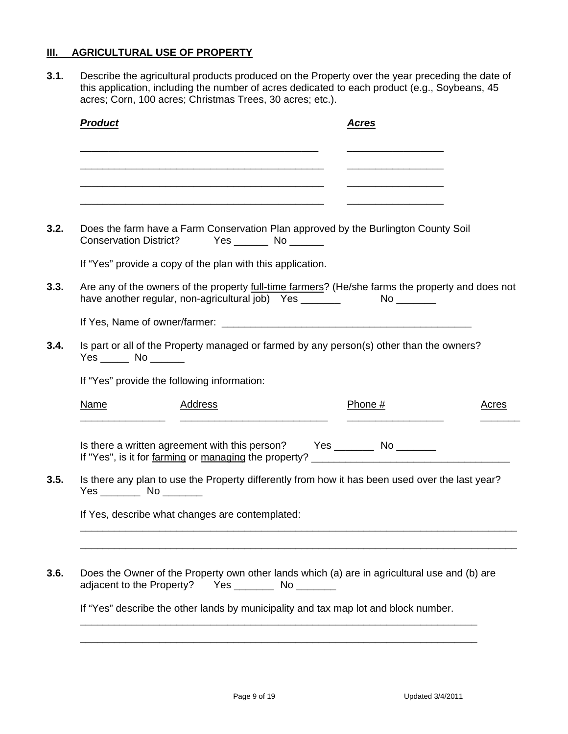## III. AGRICULTURAL USE OF PROPERTY

**3.1.** Describe the agricultural products produced on the Property over the year preceding the date of this application, including the number of acres dedicated to each product (e.g., Soybeans, 45 acres; Corn, 100 acres; Christmas Trees, 30 acres; etc.).

| ***Product*** | ***Acres*** |
|---|---|
| ____________________________________________ | __________________ |
| ____________________________________________ | __________________ |
| ____________________________________________ | __________________ |
| ____________________________________________ | __________________ |

**3.2.** Does the farm have a Farm Conservation Plan approved by the Burlington County Soil Conservation District? Yes ______ No ______

If "Yes" provide a copy of the plan with this application.

**3.3.** Are any of the owners of the property full-time farmers? (He/she farms the property and does not have another regular, non-agricultural job) Yes _______ No _______

If Yes, Name of owner/farmer: _____________________________________________

**3.4.** Is part or all of the Property managed or farmed by any person(s) other than the owners? Yes _____ No ______

If "Yes" provide the following information:

| Name | Address | Phone # | Acres |
|---|---|---|---|
| _______________ | ___________________________ | __________________ | _______ |

Is there a written agreement with this person? Yes _______ No _______
If "Yes", is it for farming or managing the property? ___________________________________

**3.5.** Is there any plan to use the Property differently from how it has been used over the last year? Yes _______ No _______

If Yes, describe what changes are contemplated:
________________________________________________________________________________
________________________________________________________________________________

**3.6.** Does the Owner of the Property own other lands which (a) are in agricultural use and (b) are adjacent to the Property? Yes _______ No _______

If "Yes" describe the other lands by municipality and tax map lot and block number.
__________________________________________________________________________
__________________________________________________________________________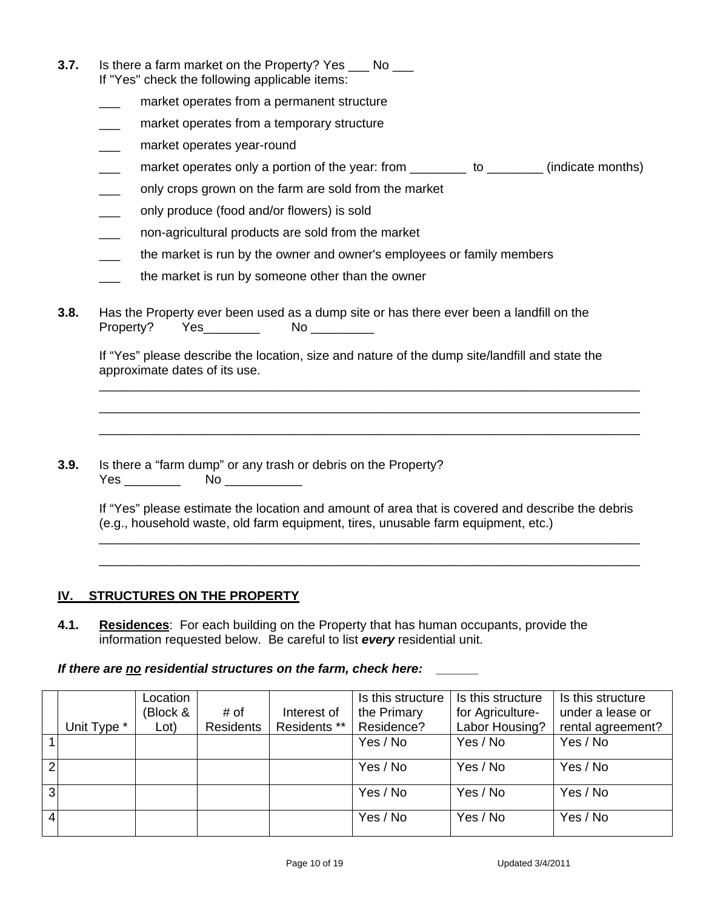**3.7.** Is there a farm market on the Property? Yes ___ No ___
If "Yes" check the following applicable items:

- ___ market operates from a permanent structure
- ___ market operates from a temporary structure
- ___ market operates year-round
- ___ market operates only a portion of the year: from ________ to ________ (indicate months)
- ___ only crops grown on the farm are sold from the market
- ___ only produce (food and/or flowers) is sold
- ___ non-agricultural products are sold from the market
- ___ the market is run by the owner and owner's employees or family members
- ___ the market is run by someone other than the owner

**3.8.** Has the Property ever been used as a dump site or has there ever been a landfill on the Property? Yes________ No _________

If "Yes" please describe the location, size and nature of the dump site/landfill and state the approximate dates of its use.

___________________________________________________________________________

___________________________________________________________________________

___________________________________________________________________________

**3.9.** Is there a "farm dump" or any trash or debris on the Property?
Yes ________ No ___________

If "Yes" please estimate the location and amount of area that is covered and describe the debris (e.g., household waste, old farm equipment, tires, unusable farm equipment, etc.)

___________________________________________________________________________

___________________________________________________________________________

## IV. STRUCTURES ON THE PROPERTY

**4.1.** **Residences**: For each building on the Property that has human occupants, provide the information requested below. Be careful to list ***every*** residential unit.

***If there are no residential structures on the farm, check here: ______***

| | Unit Type * | Location (Block & Lot) | # of Residents | Interest of Residents ** | Is this structure the Primary Residence? | Is this structure for Agriculture-Labor Housing? | Is this structure under a lease or rental agreement? |
|---|---|---|---|---|---|---|---|
| 1 | | | | | Yes / No | Yes / No | Yes / No |
| 2 | | | | | Yes / No | Yes / No | Yes / No |
| 3 | | | | | Yes / No | Yes / No | Yes / No |
| 4 | | | | | Yes / No | Yes / No | Yes / No |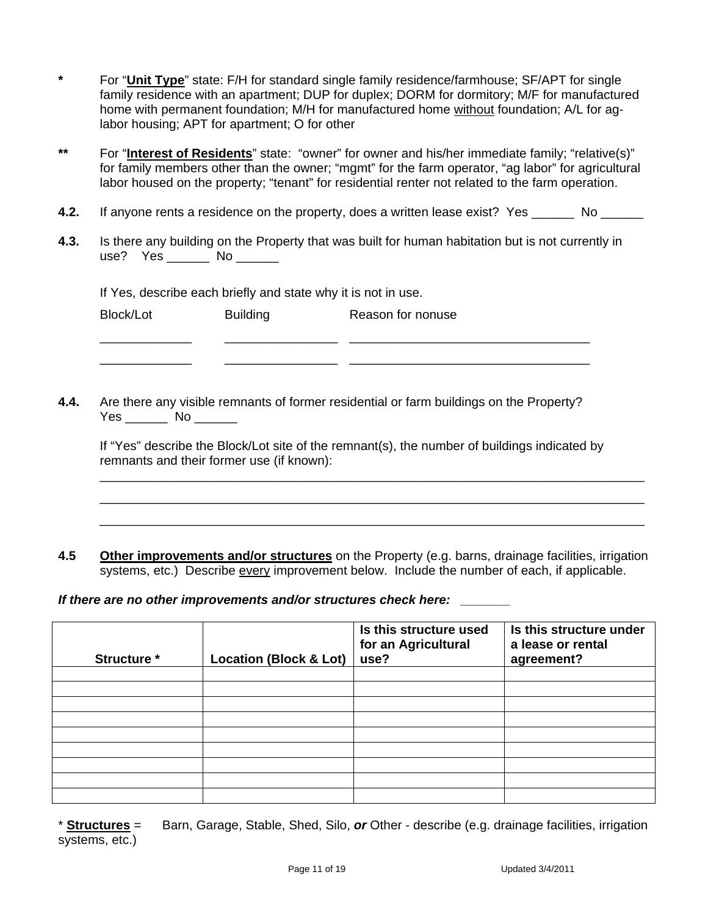**\*** For "**Unit Type**" state: F/H for standard single family residence/farmhouse; SF/APT for single family residence with an apartment; DUP for duplex; DORM for dormitory; M/F for manufactured home with permanent foundation; M/H for manufactured home without foundation; A/L for ag-labor housing; APT for apartment; O for other

**\*\*** For "**Interest of Residents**" state: "owner" for owner and his/her immediate family; "relative(s)" for family members other than the owner; "mgmt" for the farm operator, "ag labor" for agricultural labor housed on the property; "tenant" for residential renter not related to the farm operation.

**4.2.** If anyone rents a residence on the property, does a written lease exist? Yes ______ No ______

**4.3.** Is there any building on the Property that was built for human habitation but is not currently in use? Yes ______ No ______

If Yes, describe each briefly and state why it is not in use.

| Block/Lot | Building | Reason for nonuse |
|---|---|---|
| _____________ | ________________ | __________________________________ |
| _____________ | ________________ | __________________________________ |

**4.4.** Are there any visible remnants of former residential or farm buildings on the Property? Yes ______ No ______

If "Yes" describe the Block/Lot site of the remnant(s), the number of buildings indicated by remnants and their former use (if known):

_______________________________________________________________________________

_______________________________________________________________________________

_______________________________________________________________________________

**4.5** **Other improvements and/or structures** on the Property (e.g. barns, drainage facilities, irrigation systems, etc.) Describe every improvement below. Include the number of each, if applicable.

***If there are no other improvements and/or structures check here: ______***

| Structure * | Location (Block & Lot) | Is this structure used for an Agricultural use? | Is this structure under a lease or rental agreement? |
|---|---|---|---|
| | | | |
| | | | |
| | | | |
| | | | |
| | | | |
| | | | |
| | | | |
| | | | |
| | | | |

\* **Structures** = Barn, Garage, Stable, Shed, Silo, ***or*** Other - describe (e.g. drainage facilities, irrigation systems, etc.)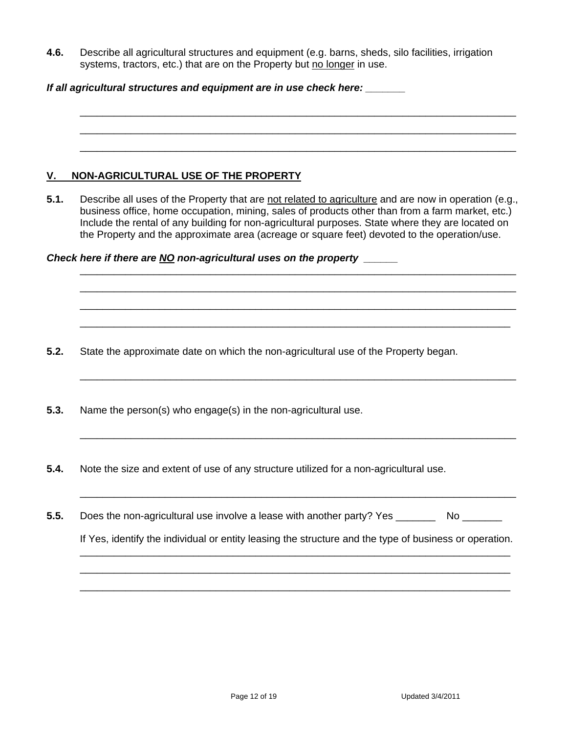**4.6.** Describe all agricultural structures and equipment (e.g. barns, sheds, silo facilities, irrigation systems, tractors, etc.) that are on the Property but no longer in use.

***If all agricultural structures and equipment are in use check here: \_\_\_\_\_\_***

\_\_\_\_\_\_\_\_\_\_\_\_\_\_\_\_\_\_\_\_\_\_\_\_\_\_\_\_\_\_\_\_\_\_\_\_\_\_\_\_\_\_\_\_\_\_\_\_\_\_\_\_\_\_\_\_\_\_\_\_\_\_\_\_\_\_\_\_\_\_\_\_\_\_\_\_

\_\_\_\_\_\_\_\_\_\_\_\_\_\_\_\_\_\_\_\_\_\_\_\_\_\_\_\_\_\_\_\_\_\_\_\_\_\_\_\_\_\_\_\_\_\_\_\_\_\_\_\_\_\_\_\_\_\_\_\_\_\_\_\_\_\_\_\_\_\_\_\_\_\_\_\_

\_\_\_\_\_\_\_\_\_\_\_\_\_\_\_\_\_\_\_\_\_\_\_\_\_\_\_\_\_\_\_\_\_\_\_\_\_\_\_\_\_\_\_\_\_\_\_\_\_\_\_\_\_\_\_\_\_\_\_\_\_\_\_\_\_\_\_\_\_\_\_\_\_\_\_\_

## V. NON-AGRICULTURAL USE OF THE PROPERTY

**5.1.** Describe all uses of the Property that are not related to agriculture and are now in operation (e.g., business office, home occupation, mining, sales of products other than from a farm market, etc.) Include the rental of any building for non-agricultural purposes. State where they are located on the Property and the approximate area (acreage or square feet) devoted to the operation/use.

***Check here if there are NO non-agricultural uses on the property \_\_\_\_\_\_***

\_\_\_\_\_\_\_\_\_\_\_\_\_\_\_\_\_\_\_\_\_\_\_\_\_\_\_\_\_\_\_\_\_\_\_\_\_\_\_\_\_\_\_\_\_\_\_\_\_\_\_\_\_\_\_\_\_\_\_\_\_\_\_\_\_\_\_\_\_\_\_\_\_\_\_\_

\_\_\_\_\_\_\_\_\_\_\_\_\_\_\_\_\_\_\_\_\_\_\_\_\_\_\_\_\_\_\_\_\_\_\_\_\_\_\_\_\_\_\_\_\_\_\_\_\_\_\_\_\_\_\_\_\_\_\_\_\_\_\_\_\_\_\_\_\_\_\_\_\_\_\_\_

\_\_\_\_\_\_\_\_\_\_\_\_\_\_\_\_\_\_\_\_\_\_\_\_\_\_\_\_\_\_\_\_\_\_\_\_\_\_\_\_\_\_\_\_\_\_\_\_\_\_\_\_\_\_\_\_\_\_\_\_\_\_\_\_\_\_\_\_\_\_\_\_\_\_\_\_

\_\_\_\_\_\_\_\_\_\_\_\_\_\_\_\_\_\_\_\_\_\_\_\_\_\_\_\_\_\_\_\_\_\_\_\_\_\_\_\_\_\_\_\_\_\_\_\_\_\_\_\_\_\_\_\_\_\_\_\_\_\_\_\_\_\_\_\_\_\_\_\_\_\_\_\_

**5.2.** State the approximate date on which the non-agricultural use of the Property began.

\_\_\_\_\_\_\_\_\_\_\_\_\_\_\_\_\_\_\_\_\_\_\_\_\_\_\_\_\_\_\_\_\_\_\_\_\_\_\_\_\_\_\_\_\_\_\_\_\_\_\_\_\_\_\_\_\_\_\_\_\_\_\_\_\_\_\_\_\_\_\_\_\_\_\_\_

**5.3.** Name the person(s) who engage(s) in the non-agricultural use.

\_\_\_\_\_\_\_\_\_\_\_\_\_\_\_\_\_\_\_\_\_\_\_\_\_\_\_\_\_\_\_\_\_\_\_\_\_\_\_\_\_\_\_\_\_\_\_\_\_\_\_\_\_\_\_\_\_\_\_\_\_\_\_\_\_\_\_\_\_\_\_\_\_\_\_\_

**5.4.** Note the size and extent of use of any structure utilized for a non-agricultural use.

\_\_\_\_\_\_\_\_\_\_\_\_\_\_\_\_\_\_\_\_\_\_\_\_\_\_\_\_\_\_\_\_\_\_\_\_\_\_\_\_\_\_\_\_\_\_\_\_\_\_\_\_\_\_\_\_\_\_\_\_\_\_\_\_\_\_\_\_\_\_\_\_\_\_\_\_

**5.5.** Does the non-agricultural use involve a lease with another party? Yes \_\_\_\_\_\_\_ No \_\_\_\_\_\_\_

If Yes, identify the individual or entity leasing the structure and the type of business or operation.

\_\_\_\_\_\_\_\_\_\_\_\_\_\_\_\_\_\_\_\_\_\_\_\_\_\_\_\_\_\_\_\_\_\_\_\_\_\_\_\_\_\_\_\_\_\_\_\_\_\_\_\_\_\_\_\_\_\_\_\_\_\_\_\_\_\_\_\_\_\_\_\_\_\_\_\_

\_\_\_\_\_\_\_\_\_\_\_\_\_\_\_\_\_\_\_\_\_\_\_\_\_\_\_\_\_\_\_\_\_\_\_\_\_\_\_\_\_\_\_\_\_\_\_\_\_\_\_\_\_\_\_\_\_\_\_\_\_\_\_\_\_\_\_\_\_\_\_\_\_\_\_\_

\_\_\_\_\_\_\_\_\_\_\_\_\_\_\_\_\_\_\_\_\_\_\_\_\_\_\_\_\_\_\_\_\_\_\_\_\_\_\_\_\_\_\_\_\_\_\_\_\_\_\_\_\_\_\_\_\_\_\_\_\_\_\_\_\_\_\_\_\_\_\_\_\_\_\_\_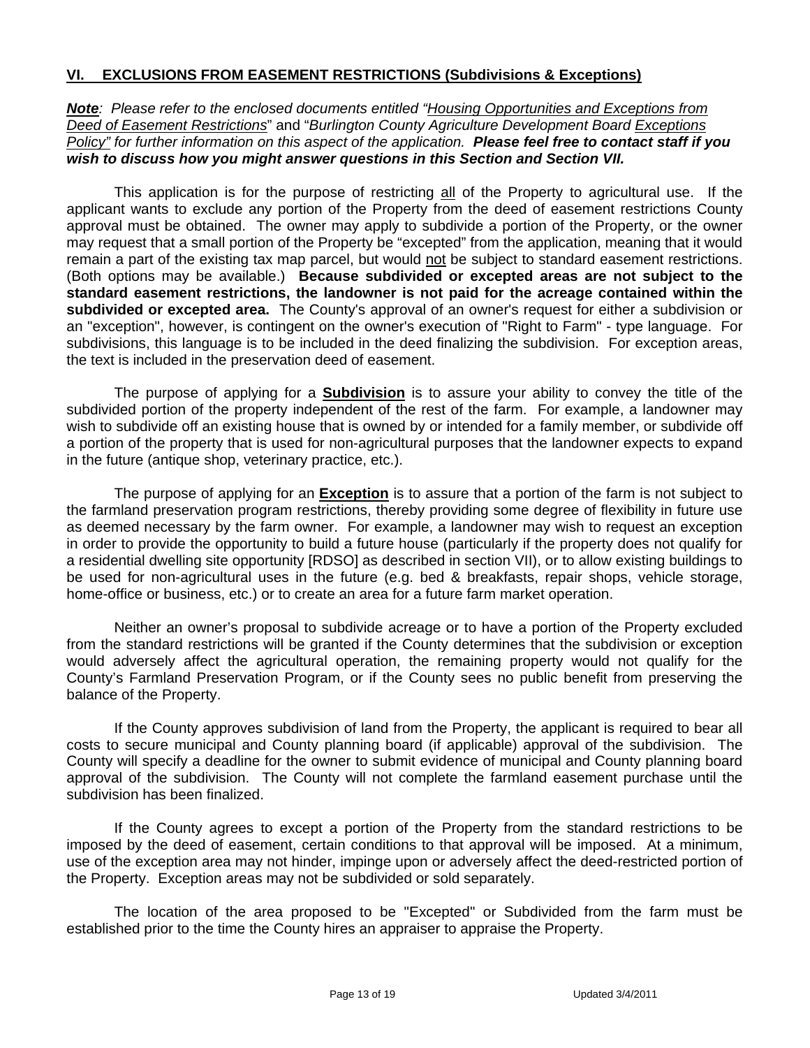## VI. EXCLUSIONS FROM EASEMENT RESTRICTIONS (Subdivisions & Exceptions)

***Note**: Please refer to the enclosed documents entitled "Housing Opportunities and Exceptions from Deed of Easement Restrictions" and "Burlington County Agriculture Development Board Exceptions Policy" for further information on this aspect of the application.* ***Please feel free to contact staff if you wish to discuss how you might answer questions in this Section and Section VII.***

This application is for the purpose of restricting all of the Property to agricultural use. If the applicant wants to exclude any portion of the Property from the deed of easement restrictions County approval must be obtained. The owner may apply to subdivide a portion of the Property, or the owner may request that a small portion of the Property be "excepted" from the application, meaning that it would remain a part of the existing tax map parcel, but would not be subject to standard easement restrictions. (Both options may be available.) **Because subdivided or excepted areas are not subject to the standard easement restrictions, the landowner is not paid for the acreage contained within the subdivided or excepted area.** The County's approval of an owner's request for either a subdivision or an "exception", however, is contingent on the owner's execution of "Right to Farm" - type language. For subdivisions, this language is to be included in the deed finalizing the subdivision. For exception areas, the text is included in the preservation deed of easement.

The purpose of applying for a **Subdivision** is to assure your ability to convey the title of the subdivided portion of the property independent of the rest of the farm. For example, a landowner may wish to subdivide off an existing house that is owned by or intended for a family member, or subdivide off a portion of the property that is used for non-agricultural purposes that the landowner expects to expand in the future (antique shop, veterinary practice, etc.).

The purpose of applying for an **Exception** is to assure that a portion of the farm is not subject to the farmland preservation program restrictions, thereby providing some degree of flexibility in future use as deemed necessary by the farm owner. For example, a landowner may wish to request an exception in order to provide the opportunity to build a future house (particularly if the property does not qualify for a residential dwelling site opportunity [RDSO] as described in section VII), or to allow existing buildings to be used for non-agricultural uses in the future (e.g. bed & breakfasts, repair shops, vehicle storage, home-office or business, etc.) or to create an area for a future farm market operation.

Neither an owner's proposal to subdivide acreage or to have a portion of the Property excluded from the standard restrictions will be granted if the County determines that the subdivision or exception would adversely affect the agricultural operation, the remaining property would not qualify for the County's Farmland Preservation Program, or if the County sees no public benefit from preserving the balance of the Property.

If the County approves subdivision of land from the Property, the applicant is required to bear all costs to secure municipal and County planning board (if applicable) approval of the subdivision. The County will specify a deadline for the owner to submit evidence of municipal and County planning board approval of the subdivision. The County will not complete the farmland easement purchase until the subdivision has been finalized.

If the County agrees to except a portion of the Property from the standard restrictions to be imposed by the deed of easement, certain conditions to that approval will be imposed. At a minimum, use of the exception area may not hinder, impinge upon or adversely affect the deed-restricted portion of the Property. Exception areas may not be subdivided or sold separately.

The location of the area proposed to be "Excepted" or Subdivided from the farm must be established prior to the time the County hires an appraiser to appraise the Property.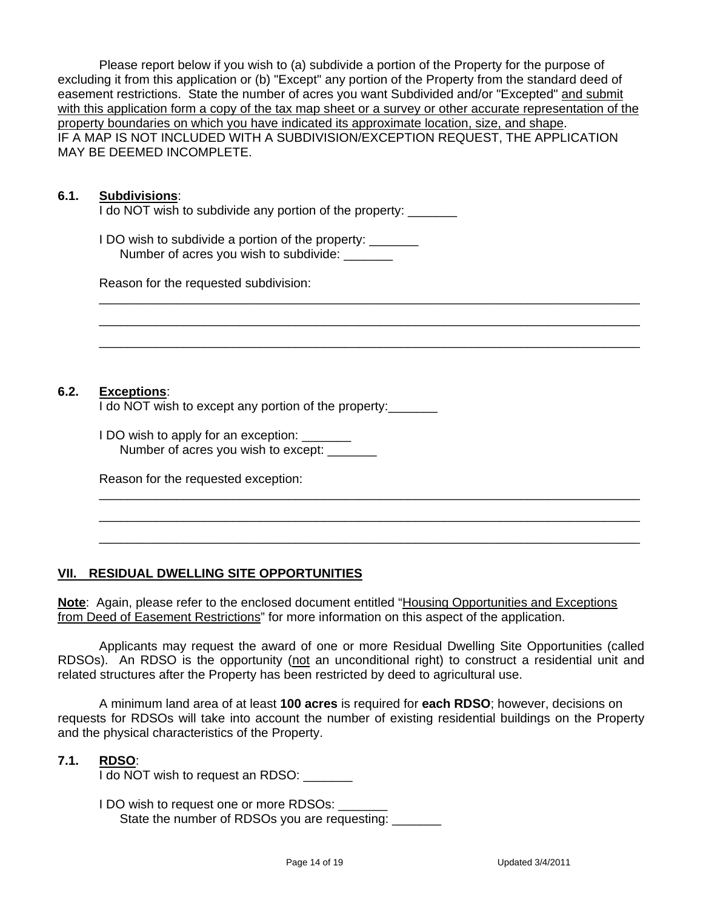Please report below if you wish to (a) subdivide a portion of the Property for the purpose of excluding it from this application or (b) "Except" any portion of the Property from the standard deed of easement restrictions. State the number of acres you want Subdivided and/or "Excepted" <u>and submit with this application form a copy of the tax map sheet or a survey or other accurate representation of the property boundaries on which you have indicated its approximate location, size, and shape</u>.
IF A MAP IS NOT INCLUDED WITH A SUBDIVISION/EXCEPTION REQUEST, THE APPLICATION MAY BE DEEMED INCOMPLETE.

**6.1. <u>Subdivisions</u>**:

I do NOT wish to subdivide any portion of the property: _______

I DO wish to subdivide a portion of the property: _______
Number of acres you wish to subdivide: _______

Reason for the requested subdivision:
________________________________________________________________________________
________________________________________________________________________________
________________________________________________________________________________

**6.2. <u>Exceptions</u>**:

I do NOT wish to except any portion of the property:_______

I DO wish to apply for an exception: _______
Number of acres you wish to except: _______

Reason for the requested exception:
________________________________________________________________________________
________________________________________________________________________________
________________________________________________________________________________

## <u>VII. RESIDUAL DWELLING SITE OPPORTUNITIES</u>

**<u>Note</u>**: Again, please refer to the enclosed document entitled "<u>Housing Opportunities and Exceptions from Deed of Easement Restrictions</u>" for more information on this aspect of the application.

Applicants may request the award of one or more Residual Dwelling Site Opportunities (called RDSOs). An RDSO is the opportunity (<u>not</u> an unconditional right) to construct a residential unit and related structures after the Property has been restricted by deed to agricultural use.

A minimum land area of at least **100 acres** is required for **each RDSO**; however, decisions on requests for RDSOs will take into account the number of existing residential buildings on the Property and the physical characteristics of the Property.

**7.1. <u>RDSO</u>**:

I do NOT wish to request an RDSO: _______

I DO wish to request one or more RDSOs: _______
State the number of RDSOs you are requesting: _______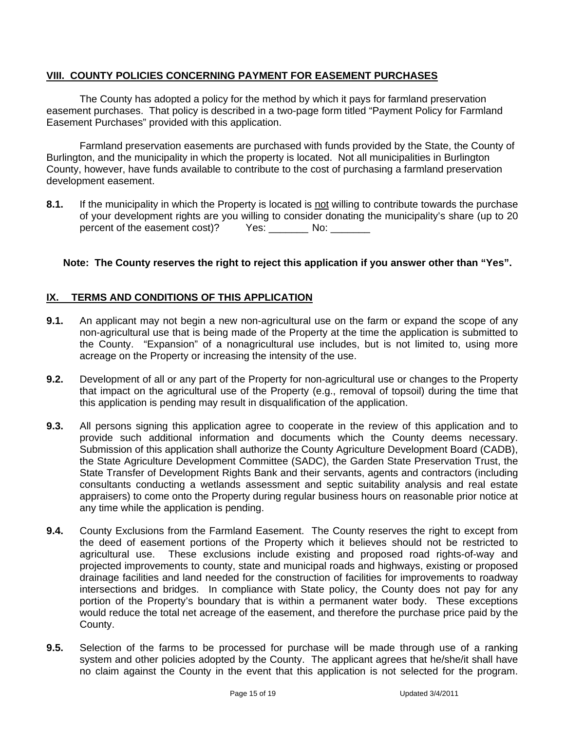## VIII. COUNTY POLICIES CONCERNING PAYMENT FOR EASEMENT PURCHASES

The County has adopted a policy for the method by which it pays for farmland preservation easement purchases. That policy is described in a two-page form titled "Payment Policy for Farmland Easement Purchases" provided with this application.

Farmland preservation easements are purchased with funds provided by the State, the County of Burlington, and the municipality in which the property is located. Not all municipalities in Burlington County, however, have funds available to contribute to the cost of purchasing a farmland preservation development easement.

**8.1.** If the municipality in which the Property is located is <u>not</u> willing to contribute towards the purchase of your development rights are you willing to consider donating the municipality's share (up to 20 percent of the easement cost)? Yes: _______ No: _______

**Note: The County reserves the right to reject this application if you answer other than "Yes".**

## IX. TERMS AND CONDITIONS OF THIS APPLICATION

**9.1.** An applicant may not begin a new non-agricultural use on the farm or expand the scope of any non-agricultural use that is being made of the Property at the time the application is submitted to the County. "Expansion" of a nonagricultural use includes, but is not limited to, using more acreage on the Property or increasing the intensity of the use.

**9.2.** Development of all or any part of the Property for non-agricultural use or changes to the Property that impact on the agricultural use of the Property (e.g., removal of topsoil) during the time that this application is pending may result in disqualification of the application.

**9.3.** All persons signing this application agree to cooperate in the review of this application and to provide such additional information and documents which the County deems necessary. Submission of this application shall authorize the County Agriculture Development Board (CADB), the State Agriculture Development Committee (SADC), the Garden State Preservation Trust, the State Transfer of Development Rights Bank and their servants, agents and contractors (including consultants conducting a wetlands assessment and septic suitability analysis and real estate appraisers) to come onto the Property during regular business hours on reasonable prior notice at any time while the application is pending.

**9.4.** County Exclusions from the Farmland Easement. The County reserves the right to except from the deed of easement portions of the Property which it believes should not be restricted to agricultural use. These exclusions include existing and proposed road rights-of-way and projected improvements to county, state and municipal roads and highways, existing or proposed drainage facilities and land needed for the construction of facilities for improvements to roadway intersections and bridges. In compliance with State policy, the County does not pay for any portion of the Property's boundary that is within a permanent water body. These exceptions would reduce the total net acreage of the easement, and therefore the purchase price paid by the County.

**9.5.** Selection of the farms to be processed for purchase will be made through use of a ranking system and other policies adopted by the County. The applicant agrees that he/she/it shall have no claim against the County in the event that this application is not selected for the program.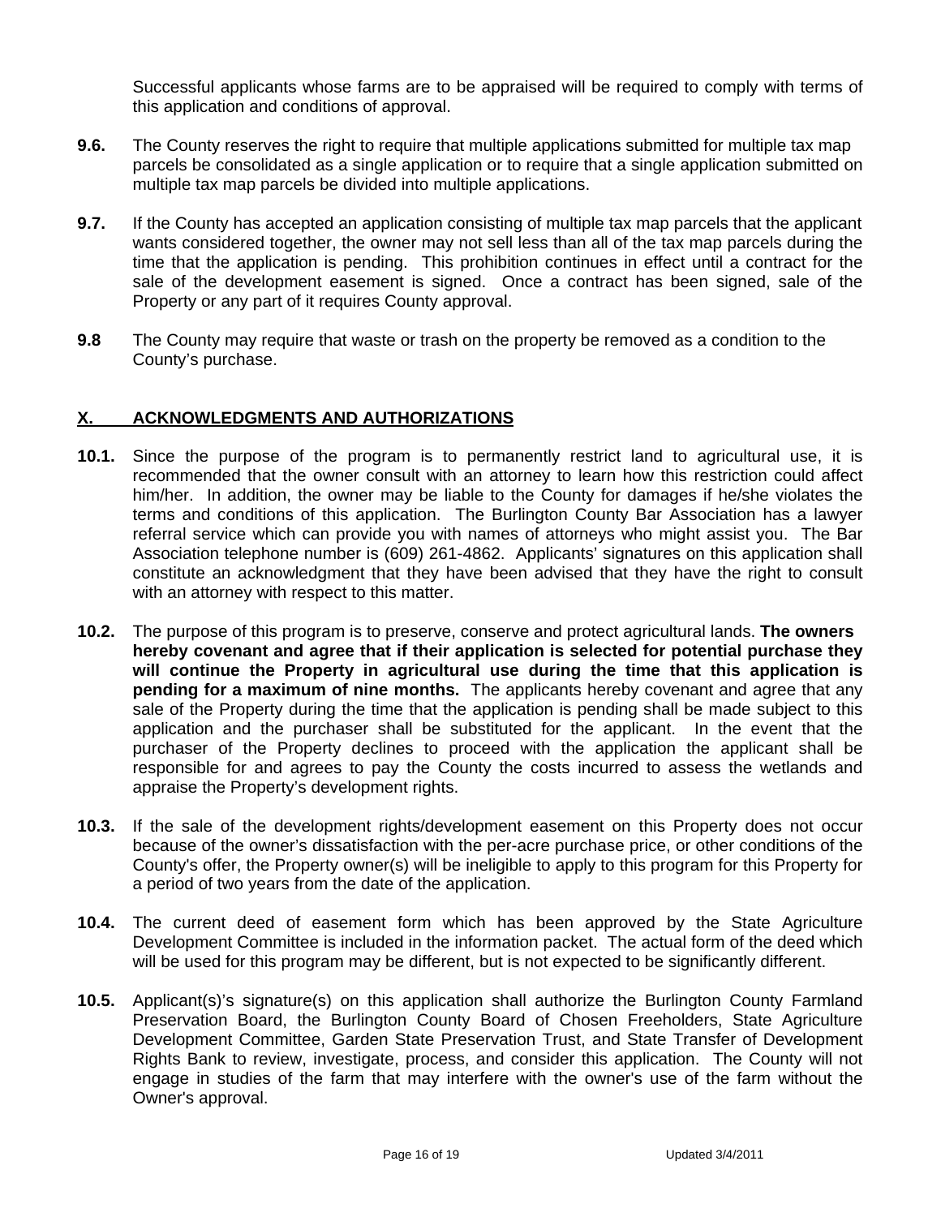Successful applicants whose farms are to be appraised will be required to comply with terms of this application and conditions of approval.

**9.6.** The County reserves the right to require that multiple applications submitted for multiple tax map parcels be consolidated as a single application or to require that a single application submitted on multiple tax map parcels be divided into multiple applications.

**9.7.** If the County has accepted an application consisting of multiple tax map parcels that the applicant wants considered together, the owner may not sell less than all of the tax map parcels during the time that the application is pending. This prohibition continues in effect until a contract for the sale of the development easement is signed. Once a contract has been signed, sale of the Property or any part of it requires County approval.

**9.8** The County may require that waste or trash on the property be removed as a condition to the County's purchase.

## X. ACKNOWLEDGMENTS AND AUTHORIZATIONS

**10.1.** Since the purpose of the program is to permanently restrict land to agricultural use, it is recommended that the owner consult with an attorney to learn how this restriction could affect him/her. In addition, the owner may be liable to the County for damages if he/she violates the terms and conditions of this application. The Burlington County Bar Association has a lawyer referral service which can provide you with names of attorneys who might assist you. The Bar Association telephone number is (609) 261-4862. Applicants' signatures on this application shall constitute an acknowledgment that they have been advised that they have the right to consult with an attorney with respect to this matter.

**10.2.** The purpose of this program is to preserve, conserve and protect agricultural lands. **The owners hereby covenant and agree that if their application is selected for potential purchase they will continue the Property in agricultural use during the time that this application is pending for a maximum of nine months.** The applicants hereby covenant and agree that any sale of the Property during the time that the application is pending shall be made subject to this application and the purchaser shall be substituted for the applicant. In the event that the purchaser of the Property declines to proceed with the application the applicant shall be responsible for and agrees to pay the County the costs incurred to assess the wetlands and appraise the Property's development rights.

**10.3.** If the sale of the development rights/development easement on this Property does not occur because of the owner's dissatisfaction with the per-acre purchase price, or other conditions of the County's offer, the Property owner(s) will be ineligible to apply to this program for this Property for a period of two years from the date of the application.

**10.4.** The current deed of easement form which has been approved by the State Agriculture Development Committee is included in the information packet. The actual form of the deed which will be used for this program may be different, but is not expected to be significantly different.

**10.5.** Applicant(s)'s signature(s) on this application shall authorize the Burlington County Farmland Preservation Board, the Burlington County Board of Chosen Freeholders, State Agriculture Development Committee, Garden State Preservation Trust, and State Transfer of Development Rights Bank to review, investigate, process, and consider this application. The County will not engage in studies of the farm that may interfere with the owner's use of the farm without the Owner's approval.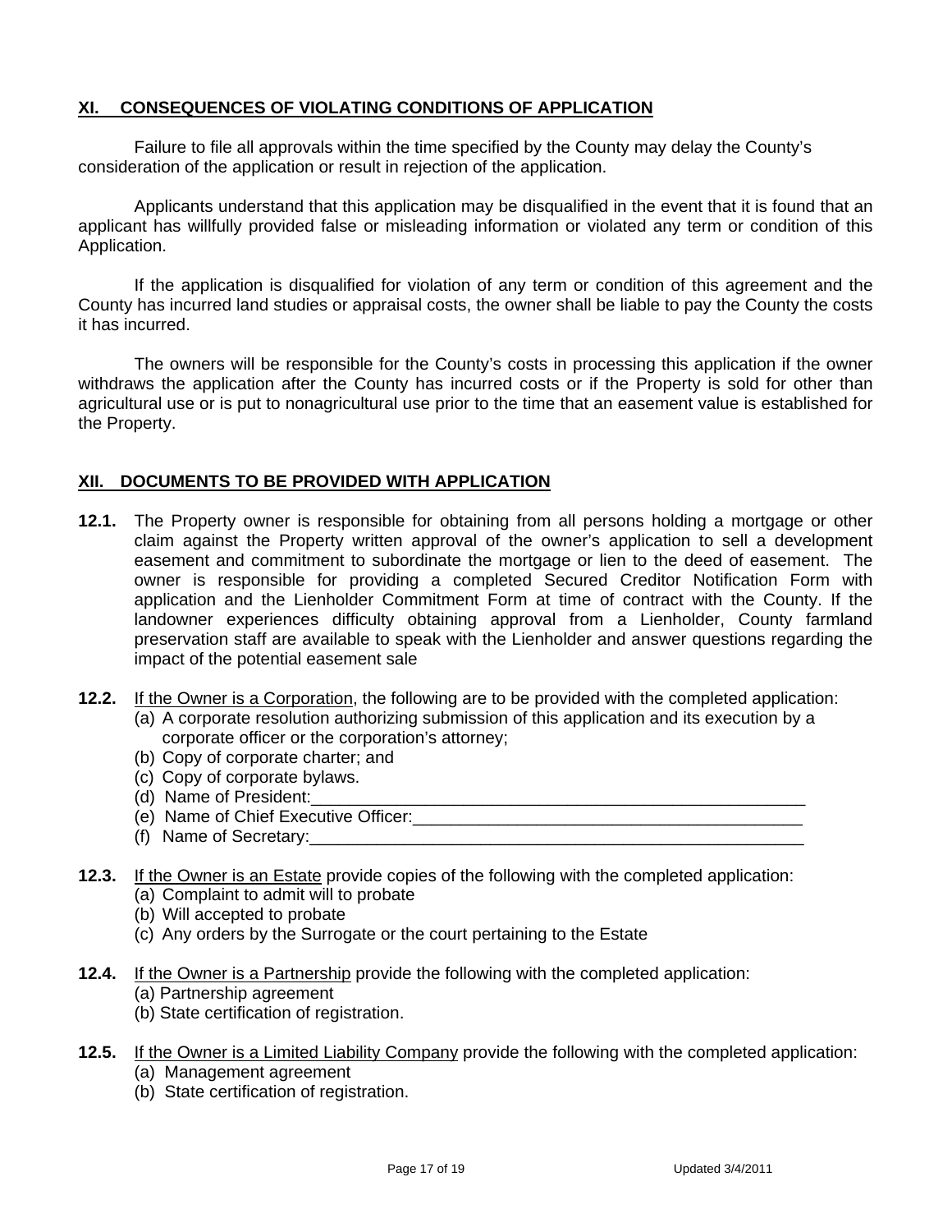## XI. CONSEQUENCES OF VIOLATING CONDITIONS OF APPLICATION

Failure to file all approvals within the time specified by the County may delay the County's consideration of the application or result in rejection of the application.

Applicants understand that this application may be disqualified in the event that it is found that an applicant has willfully provided false or misleading information or violated any term or condition of this Application.

If the application is disqualified for violation of any term or condition of this agreement and the County has incurred land studies or appraisal costs, the owner shall be liable to pay the County the costs it has incurred.

The owners will be responsible for the County's costs in processing this application if the owner withdraws the application after the County has incurred costs or if the Property is sold for other than agricultural use or is put to nonagricultural use prior to the time that an easement value is established for the Property.

## XII. DOCUMENTS TO BE PROVIDED WITH APPLICATION

**12.1.** The Property owner is responsible for obtaining from all persons holding a mortgage or other claim against the Property written approval of the owner's application to sell a development easement and commitment to subordinate the mortgage or lien to the deed of easement. The owner is responsible for providing a completed Secured Creditor Notification Form with application and the Lienholder Commitment Form at time of contract with the County. If the landowner experiences difficulty obtaining approval from a Lienholder, County farmland preservation staff are available to speak with the Lienholder and answer questions regarding the impact of the potential easement sale

**12.2.** If the Owner is a Corporation, the following are to be provided with the completed application:

(a) A corporate resolution authorizing submission of this application and its execution by a corporate officer or the corporation's attorney;
(b) Copy of corporate charter; and
(c) Copy of corporate bylaws.
(d) Name of President:_______________________________________________________
(e) Name of Chief Executive Officer:__________________________________________
(f) Name of Secretary:_______________________________________________________

**12.3.** If the Owner is an Estate provide copies of the following with the completed application:

(a) Complaint to admit will to probate
(b) Will accepted to probate
(c) Any orders by the Surrogate or the court pertaining to the Estate

**12.4.** If the Owner is a Partnership provide the following with the completed application:

(a) Partnership agreement
(b) State certification of registration.

**12.5.** If the Owner is a Limited Liability Company provide the following with the completed application:

(a) Management agreement
(b) State certification of registration.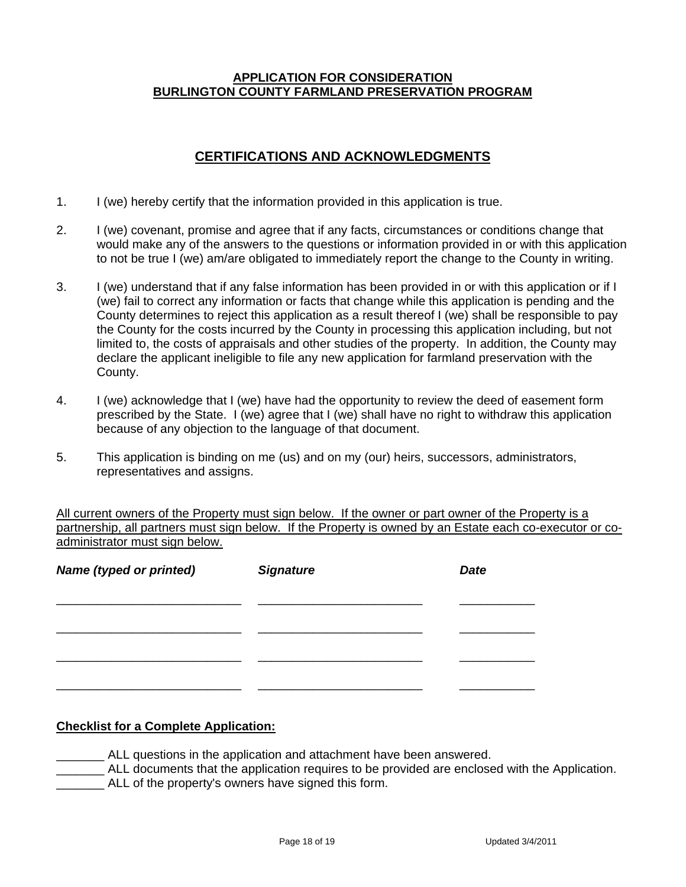**APPLICATION FOR CONSIDERATION**
**BURLINGTON COUNTY FARMLAND PRESERVATION PROGRAM**

## CERTIFICATIONS AND ACKNOWLEDGMENTS

1. I (we) hereby certify that the information provided in this application is true.

2. I (we) covenant, promise and agree that if any facts, circumstances or conditions change that would make any of the answers to the questions or information provided in or with this application to not be true I (we) am/are obligated to immediately report the change to the County in writing.

3. I (we) understand that if any false information has been provided in or with this application or if I (we) fail to correct any information or facts that change while this application is pending and the County determines to reject this application as a result thereof I (we) shall be responsible to pay the County for the costs incurred by the County in processing this application including, but not limited to, the costs of appraisals and other studies of the property. In addition, the County may declare the applicant ineligible to file any new application for farmland preservation with the County.

4. I (we) acknowledge that I (we) have had the opportunity to review the deed of easement form prescribed by the State. I (we) agree that I (we) shall have no right to withdraw this application because of any objection to the language of that document.

5. This application is binding on me (us) and on my (our) heirs, successors, administrators, representatives and assigns.

All current owners of the Property must sign below. If the owner or part owner of the Property is a partnership, all partners must sign below. If the Property is owned by an Estate each co-executor or co-administrator must sign below.

| *Name (typed or printed)* | *Signature* | *Date* |
|---|---|---|
| ___________________________ | ________________________ | ___________ |
| ___________________________ | ________________________ | ___________ |
| ___________________________ | ________________________ | ___________ |
| ___________________________ | ________________________ | ___________ |

**Checklist for a Complete Application:**

_______ ALL questions in the application and attachment have been answered.
_______ ALL documents that the application requires to be provided are enclosed with the Application.
_______ ALL of the property's owners have signed this form.

Updated 3/4/2011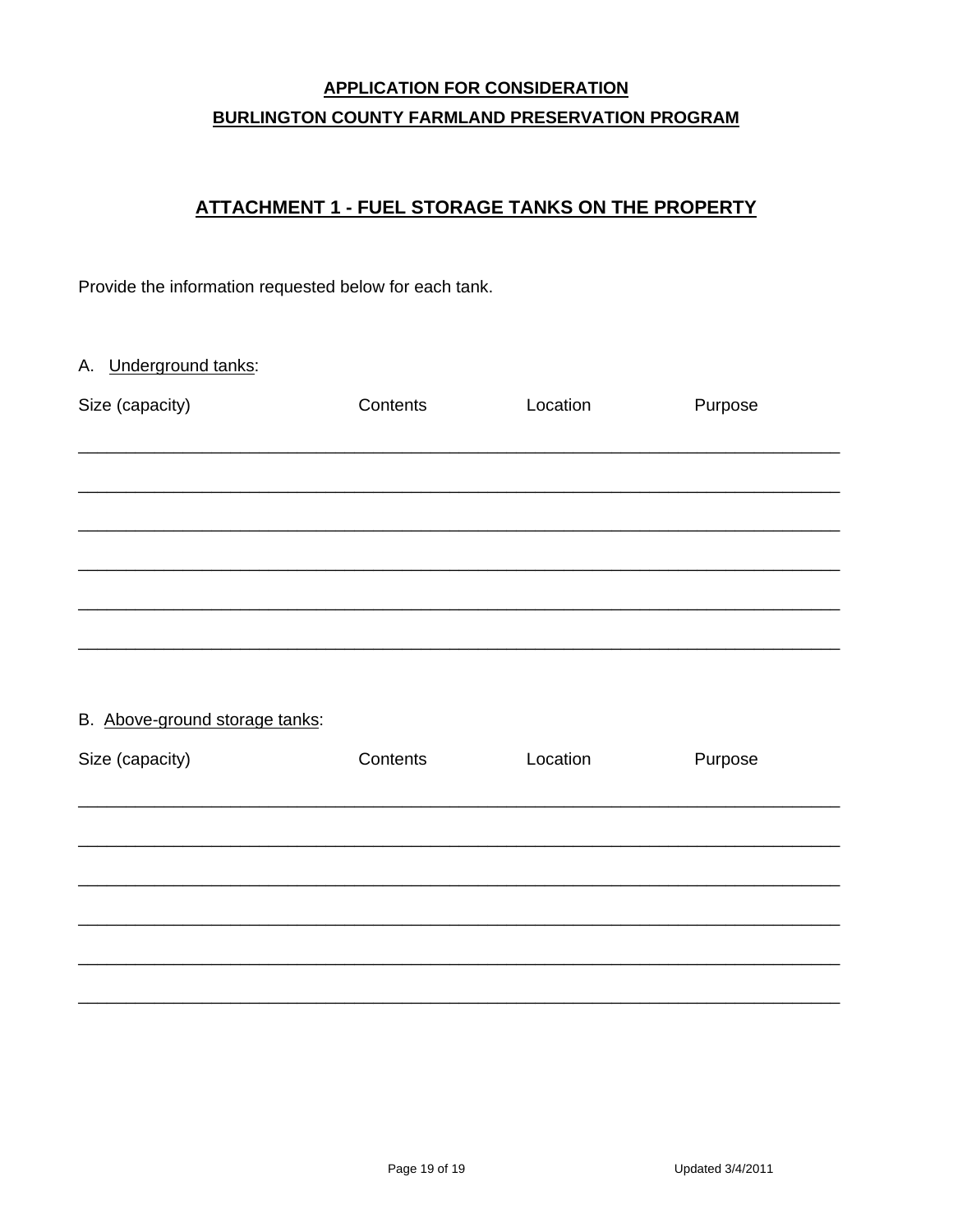**APPLICATION FOR CONSIDERATION**

**BURLINGTON COUNTY FARMLAND PRESERVATION PROGRAM**

## ATTACHMENT 1 - FUEL STORAGE TANKS ON THE PROPERTY

Provide the information requested below for each tank.

A. Underground tanks:

| Size (capacity) | Contents | Location | Purpose |
| --- | --- | --- | --- |
| | | | |
| | | | |
| | | | |
| | | | |
| | | | |
| | | | |

B. Above-ground storage tanks:

| Size (capacity) | Contents | Location | Purpose |
| --- | --- | --- | --- |
| | | | |
| | | | |
| | | | |
| | | | |
| | | | |
| | | | |

Updated 3/4/2011